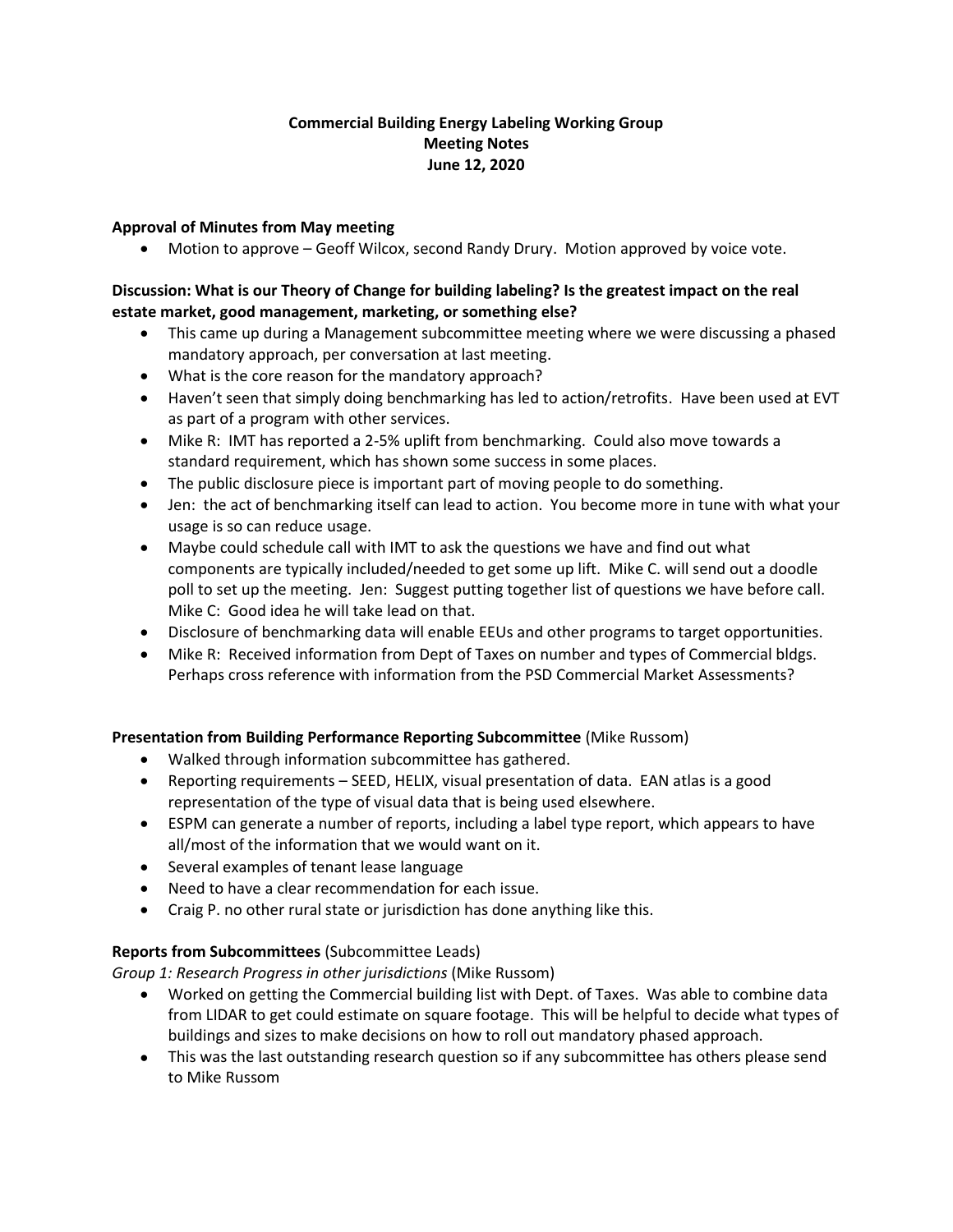# Commercial Building Energy Labeling Working Group
## Meeting Notes
### June 12, 2020

**Approval of Minutes from May meeting**

- Motion to approve – Geoff Wilcox, second Randy Drury. Motion approved by voice vote.

**Discussion: What is our Theory of Change for building labeling? Is the greatest impact on the real estate market, good management, marketing, or something else?**

- This came up during a Management subcommittee meeting where we were discussing a phased mandatory approach, per conversation at last meeting.
- What is the core reason for the mandatory approach?
- Haven't seen that simply doing benchmarking has led to action/retrofits. Have been used at EVT as part of a program with other services.
- Mike R: IMT has reported a 2-5% uplift from benchmarking. Could also move towards a standard requirement, which has shown some success in some places.
- The public disclosure piece is important part of moving people to do something.
- Jen: the act of benchmarking itself can lead to action. You become more in tune with what your usage is so can reduce usage.
- Maybe could schedule call with IMT to ask the questions we have and find out what components are typically included/needed to get some up lift. Mike C. will send out a doodle poll to set up the meeting. Jen: Suggest putting together list of questions we have before call. Mike C: Good idea he will take lead on that.
- Disclosure of benchmarking data will enable EEUs and other programs to target opportunities.
- Mike R: Received information from Dept of Taxes on number and types of Commercial bldgs. Perhaps cross reference with information from the PSD Commercial Market Assessments?

**Presentation from Building Performance Reporting Subcommittee** (Mike Russom)

- Walked through information subcommittee has gathered.
- Reporting requirements – SEED, HELIX, visual presentation of data. EAN atlas is a good representation of the type of visual data that is being used elsewhere.
- ESPM can generate a number of reports, including a label type report, which appears to have all/most of the information that we would want on it.
- Several examples of tenant lease language
- Need to have a clear recommendation for each issue.
- Craig P. no other rural state or jurisdiction has done anything like this.

**Reports from Subcommittees** (Subcommittee Leads)

*Group 1: Research Progress in other jurisdictions* (Mike Russom)

- Worked on getting the Commercial building list with Dept. of Taxes. Was able to combine data from LIDAR to get could estimate on square footage. This will be helpful to decide what types of buildings and sizes to make decisions on how to roll out mandatory phased approach.
- This was the last outstanding research question so if any subcommittee has others please send to Mike Russom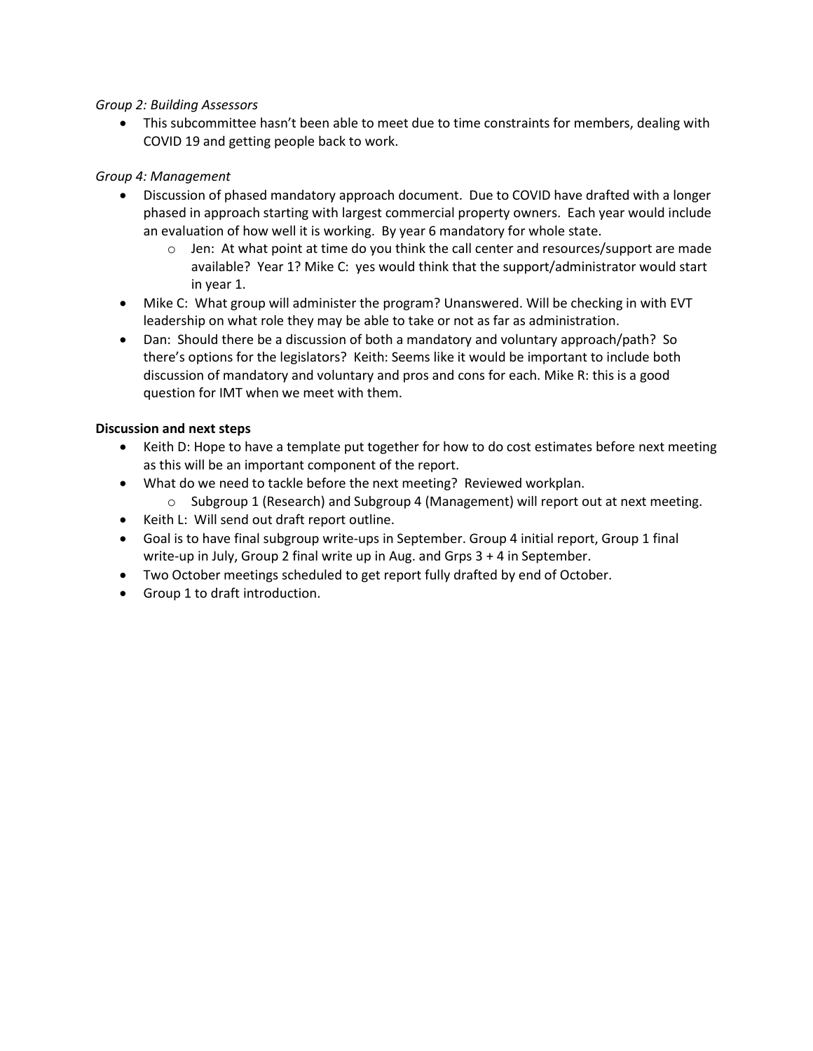*Group 2: Building Assessors*

- This subcommittee hasn't been able to meet due to time constraints for members, dealing with COVID 19 and getting people back to work.

*Group 4: Management*

- Discussion of phased mandatory approach document. Due to COVID have drafted with a longer phased in approach starting with largest commercial property owners. Each year would include an evaluation of how well it is working. By year 6 mandatory for whole state.
    - Jen: At what point at time do you think the call center and resources/support are made available? Year 1? Mike C: yes would think that the support/administrator would start in year 1.
- Mike C: What group will administer the program? Unanswered. Will be checking in with EVT leadership on what role they may be able to take or not as far as administration.
- Dan: Should there be a discussion of both a mandatory and voluntary approach/path? So there's options for the legislators? Keith: Seems like it would be important to include both discussion of mandatory and voluntary and pros and cons for each. Mike R: this is a good question for IMT when we meet with them.

**Discussion and next steps**

- Keith D: Hope to have a template put together for how to do cost estimates before next meeting as this will be an important component of the report.
- What do we need to tackle before the next meeting? Reviewed workplan.
    - Subgroup 1 (Research) and Subgroup 4 (Management) will report out at next meeting.
- Keith L: Will send out draft report outline.
- Goal is to have final subgroup write-ups in September. Group 4 initial report, Group 1 final write-up in July, Group 2 final write up in Aug. and Grps 3 + 4 in September.
- Two October meetings scheduled to get report fully drafted by end of October.
- Group 1 to draft introduction.